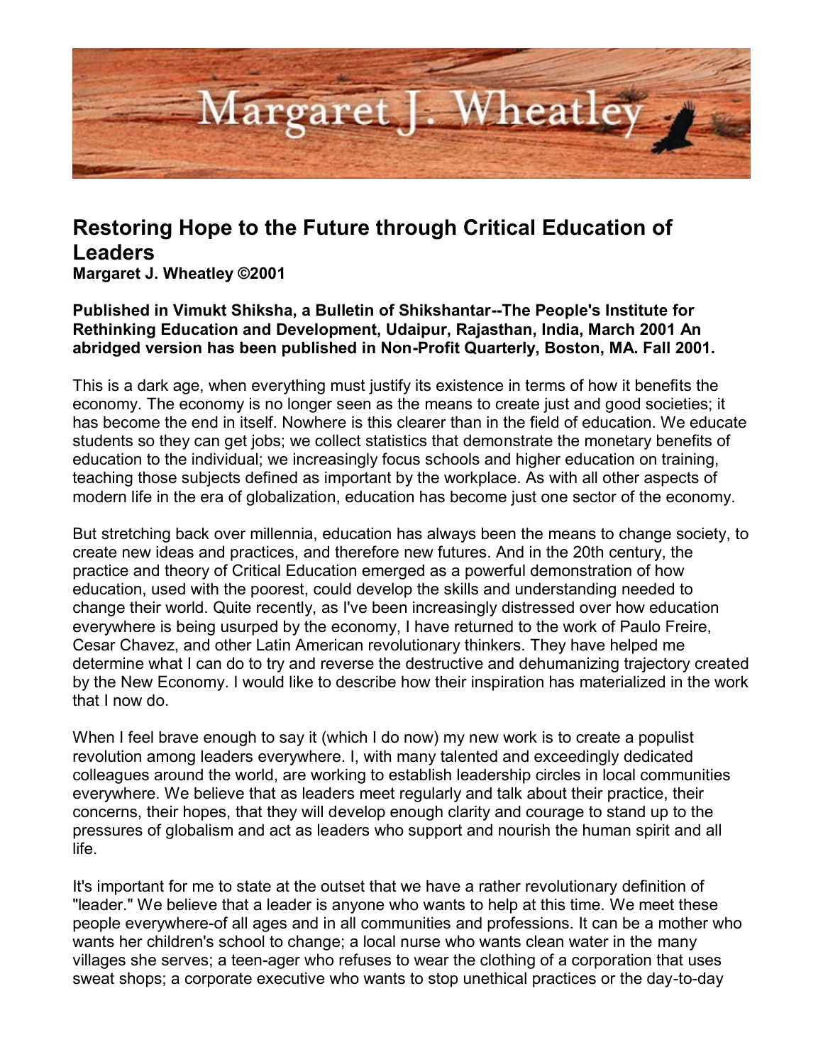# Restoring Hope to the Future through Critical Education of Leaders

**Margaret J. Wheatley ©2001**

**Published in Vimukt Shiksha, a Bulletin of Shikshantar--The People's Institute for Rethinking Education and Development, Udaipur, Rajasthan, India, March 2001 An abridged version has been published in Non-Profit Quarterly, Boston, MA. Fall 2001.**

This is a dark age, when everything must justify its existence in terms of how it benefits the economy. The economy is no longer seen as the means to create just and good societies; it has become the end in itself. Nowhere is this clearer than in the field of education. We educate students so they can get jobs; we collect statistics that demonstrate the monetary benefits of education to the individual; we increasingly focus schools and higher education on training, teaching those subjects defined as important by the workplace. As with all other aspects of modern life in the era of globalization, education has become just one sector of the economy.

But stretching back over millennia, education has always been the means to change society, to create new ideas and practices, and therefore new futures. And in the 20th century, the practice and theory of Critical Education emerged as a powerful demonstration of how education, used with the poorest, could develop the skills and understanding needed to change their world. Quite recently, as I've been increasingly distressed over how education everywhere is being usurped by the economy, I have returned to the work of Paulo Freire, Cesar Chavez, and other Latin American revolutionary thinkers. They have helped me determine what I can do to try and reverse the destructive and dehumanizing trajectory created by the New Economy. I would like to describe how their inspiration has materialized in the work that I now do.

When I feel brave enough to say it (which I do now) my new work is to create a populist revolution among leaders everywhere. I, with many talented and exceedingly dedicated colleagues around the world, are working to establish leadership circles in local communities everywhere. We believe that as leaders meet regularly and talk about their practice, their concerns, their hopes, that they will develop enough clarity and courage to stand up to the pressures of globalism and act as leaders who support and nourish the human spirit and all life.

It's important for me to state at the outset that we have a rather revolutionary definition of "leader." We believe that a leader is anyone who wants to help at this time. We meet these people everywhere-of all ages and in all communities and professions. It can be a mother who wants her children's school to change; a local nurse who wants clean water in the many villages she serves; a teen-ager who refuses to wear the clothing of a corporation that uses sweat shops; a corporate executive who wants to stop unethical practices or the day-to-day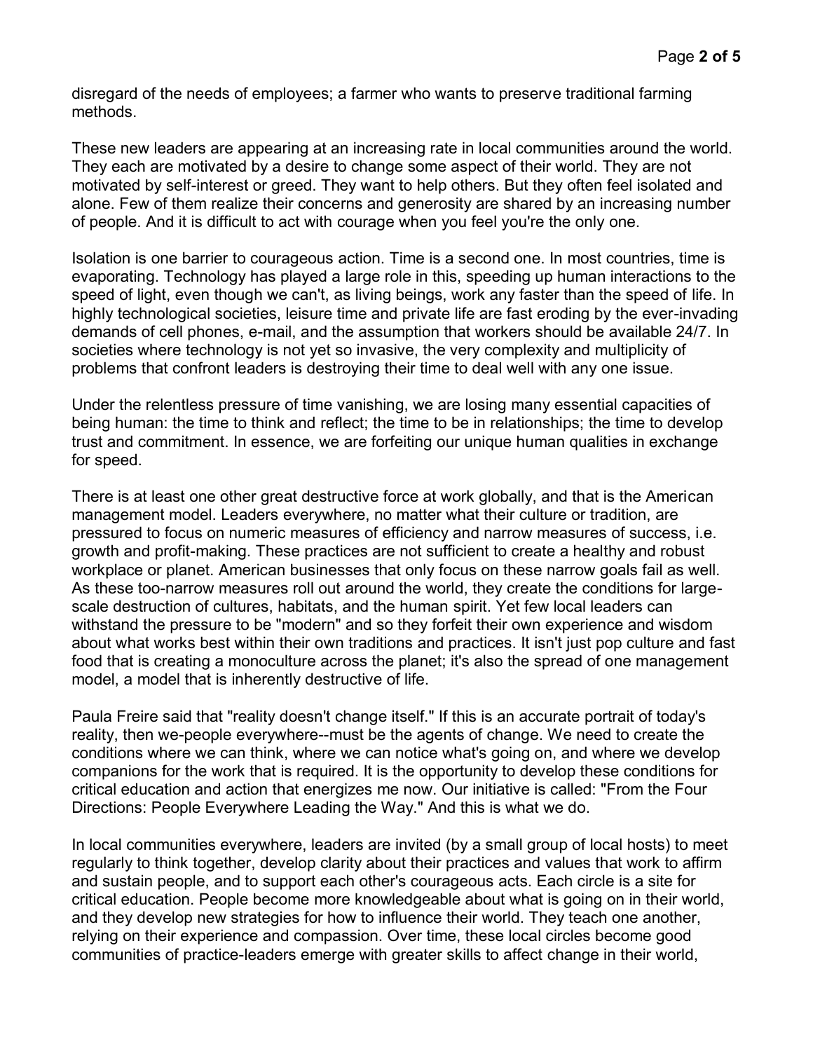disregard of the needs of employees; a farmer who wants to preserve traditional farming methods.

These new leaders are appearing at an increasing rate in local communities around the world. They each are motivated by a desire to change some aspect of their world. They are not motivated by self-interest or greed. They want to help others. But they often feel isolated and alone. Few of them realize their concerns and generosity are shared by an increasing number of people. And it is difficult to act with courage when you feel you're the only one.

Isolation is one barrier to courageous action. Time is a second one. In most countries, time is evaporating. Technology has played a large role in this, speeding up human interactions to the speed of light, even though we can't, as living beings, work any faster than the speed of life. In highly technological societies, leisure time and private life are fast eroding by the ever-invading demands of cell phones, e-mail, and the assumption that workers should be available 24/7. In societies where technology is not yet so invasive, the very complexity and multiplicity of problems that confront leaders is destroying their time to deal well with any one issue.

Under the relentless pressure of time vanishing, we are losing many essential capacities of being human: the time to think and reflect; the time to be in relationships; the time to develop trust and commitment. In essence, we are forfeiting our unique human qualities in exchange for speed.

There is at least one other great destructive force at work globally, and that is the American management model. Leaders everywhere, no matter what their culture or tradition, are pressured to focus on numeric measures of efficiency and narrow measures of success, i.e. growth and profit-making. These practices are not sufficient to create a healthy and robust workplace or planet. American businesses that only focus on these narrow goals fail as well. As these too-narrow measures roll out around the world, they create the conditions for large-scale destruction of cultures, habitats, and the human spirit. Yet few local leaders can withstand the pressure to be "modern" and so they forfeit their own experience and wisdom about what works best within their own traditions and practices. It isn't just pop culture and fast food that is creating a monoculture across the planet; it's also the spread of one management model, a model that is inherently destructive of life.

Paula Freire said that "reality doesn't change itself." If this is an accurate portrait of today's reality, then we-people everywhere--must be the agents of change. We need to create the conditions where we can think, where we can notice what's going on, and where we develop companions for the work that is required. It is the opportunity to develop these conditions for critical education and action that energizes me now. Our initiative is called: "From the Four Directions: People Everywhere Leading the Way." And this is what we do.

In local communities everywhere, leaders are invited (by a small group of local hosts) to meet regularly to think together, develop clarity about their practices and values that work to affirm and sustain people, and to support each other's courageous acts. Each circle is a site for critical education. People become more knowledgeable about what is going on in their world, and they develop new strategies for how to influence their world. They teach one another, relying on their experience and compassion. Over time, these local circles become good communities of practice-leaders emerge with greater skills to affect change in their world,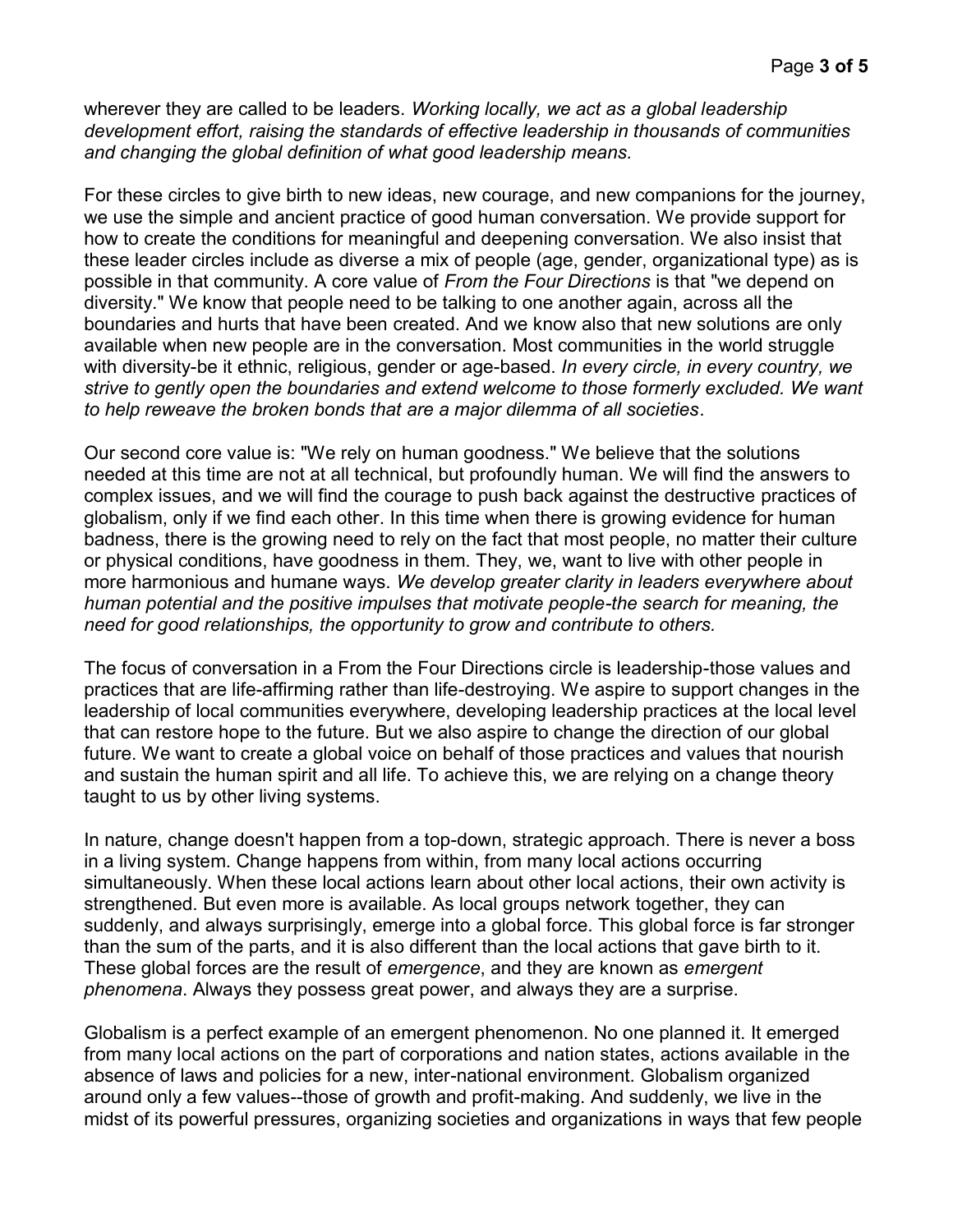wherever they are called to be leaders. *Working locally, we act as a global leadership development effort, raising the standards of effective leadership in thousands of communities and changing the global definition of what good leadership means.*

For these circles to give birth to new ideas, new courage, and new companions for the journey, we use the simple and ancient practice of good human conversation. We provide support for how to create the conditions for meaningful and deepening conversation. We also insist that these leader circles include as diverse a mix of people (age, gender, organizational type) as is possible in that community. A core value of *From the Four Directions* is that "we depend on diversity." We know that people need to be talking to one another again, across all the boundaries and hurts that have been created. And we know also that new solutions are only available when new people are in the conversation. Most communities in the world struggle with diversity-be it ethnic, religious, gender or age-based. *In every circle, in every country, we strive to gently open the boundaries and extend welcome to those formerly excluded. We want to help reweave the broken bonds that are a major dilemma of all societies*.

Our second core value is: "We rely on human goodness." We believe that the solutions needed at this time are not at all technical, but profoundly human. We will find the answers to complex issues, and we will find the courage to push back against the destructive practices of globalism, only if we find each other. In this time when there is growing evidence for human badness, there is the growing need to rely on the fact that most people, no matter their culture or physical conditions, have goodness in them. They, we, want to live with other people in more harmonious and humane ways. *We develop greater clarity in leaders everywhere about human potential and the positive impulses that motivate people-the search for meaning, the need for good relationships, the opportunity to grow and contribute to others.*

The focus of conversation in a From the Four Directions circle is leadership-those values and practices that are life-affirming rather than life-destroying. We aspire to support changes in the leadership of local communities everywhere, developing leadership practices at the local level that can restore hope to the future. But we also aspire to change the direction of our global future. We want to create a global voice on behalf of those practices and values that nourish and sustain the human spirit and all life. To achieve this, we are relying on a change theory taught to us by other living systems.

In nature, change doesn't happen from a top-down, strategic approach. There is never a boss in a living system. Change happens from within, from many local actions occurring simultaneously. When these local actions learn about other local actions, their own activity is strengthened. But even more is available. As local groups network together, they can suddenly, and always surprisingly, emerge into a global force. This global force is far stronger than the sum of the parts, and it is also different than the local actions that gave birth to it. These global forces are the result of *emergence*, and they are known as *emergent phenomena*. Always they possess great power, and always they are a surprise.

Globalism is a perfect example of an emergent phenomenon. No one planned it. It emerged from many local actions on the part of corporations and nation states, actions available in the absence of laws and policies for a new, inter-national environment. Globalism organized around only a few values--those of growth and profit-making. And suddenly, we live in the midst of its powerful pressures, organizing societies and organizations in ways that few people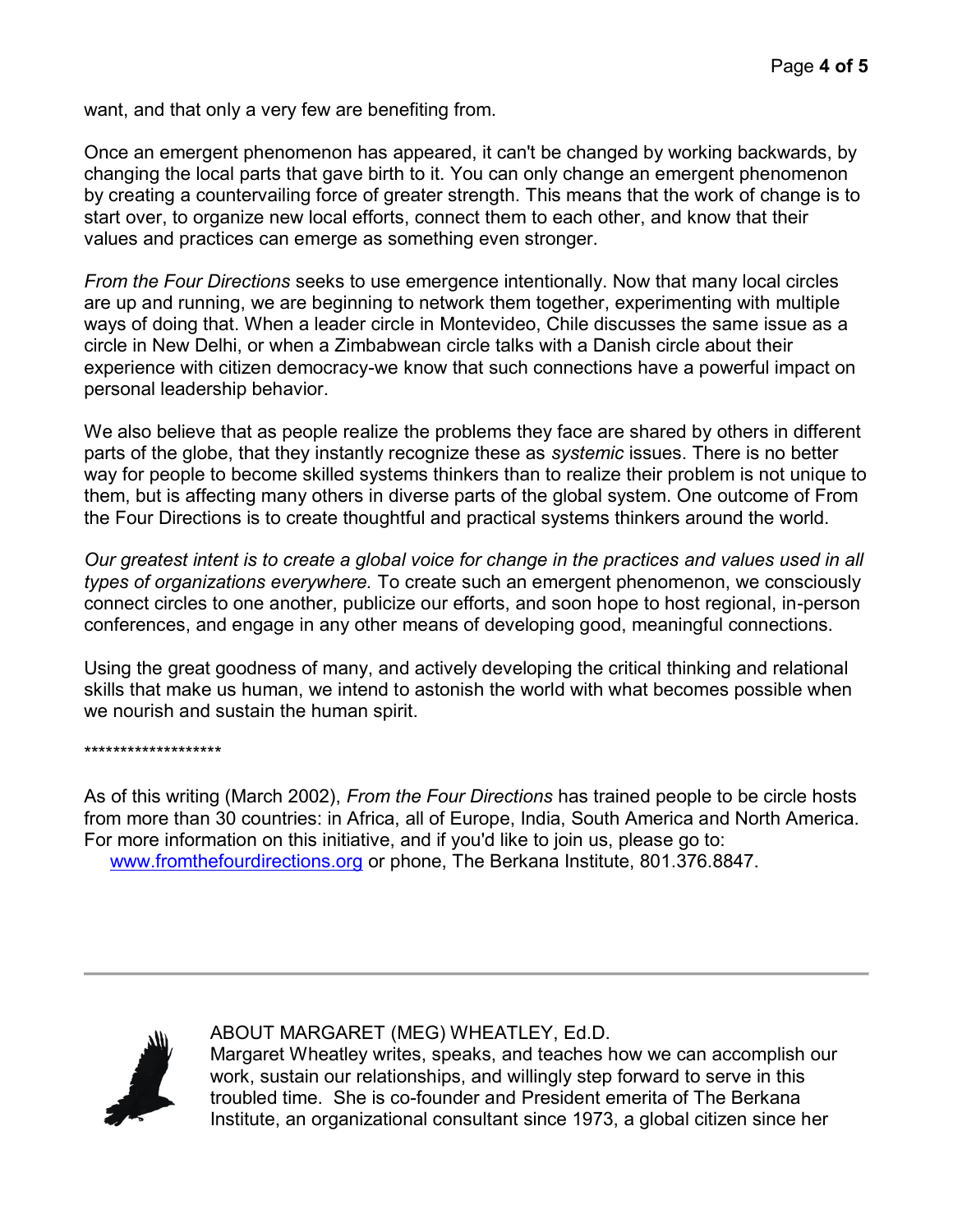want, and that only a very few are benefiting from.

Once an emergent phenomenon has appeared, it can't be changed by working backwards, by changing the local parts that gave birth to it. You can only change an emergent phenomenon by creating a countervailing force of greater strength. This means that the work of change is to start over, to organize new local efforts, connect them to each other, and know that their values and practices can emerge as something even stronger.

*From the Four Directions* seeks to use emergence intentionally. Now that many local circles are up and running, we are beginning to network them together, experimenting with multiple ways of doing that. When a leader circle in Montevideo, Chile discusses the same issue as a circle in New Delhi, or when a Zimbabwean circle talks with a Danish circle about their experience with citizen democracy-we know that such connections have a powerful impact on personal leadership behavior.

We also believe that as people realize the problems they face are shared by others in different parts of the globe, that they instantly recognize these as *systemic* issues. There is no better way for people to become skilled systems thinkers than to realize their problem is not unique to them, but is affecting many others in diverse parts of the global system. One outcome of From the Four Directions is to create thoughtful and practical systems thinkers around the world.

*Our greatest intent is to create a global voice for change in the practices and values used in all types of organizations everywhere.* To create such an emergent phenomenon, we consciously connect circles to one another, publicize our efforts, and soon hope to host regional, in-person conferences, and engage in any other means of developing good, meaningful connections.

Using the great goodness of many, and actively developing the critical thinking and relational skills that make us human, we intend to astonish the world with what becomes possible when we nourish and sustain the human spirit.

*******************

As of this writing (March 2002), *From the Four Directions* has trained people to be circle hosts from more than 30 countries: in Africa, all of Europe, India, South America and North America. For more information on this initiative, and if you'd like to join us, please go to: [www.fromthefourdirections.org](http://www.fromthefourdirections.org) or phone, The Berkana Institute, 801.376.8847.

---

ABOUT MARGARET (MEG) WHEATLEY, Ed.D.
Margaret Wheatley writes, speaks, and teaches how we can accomplish our work, sustain our relationships, and willingly step forward to serve in this troubled time. She is co-founder and President emerita of The Berkana Institute, an organizational consultant since 1973, a global citizen since her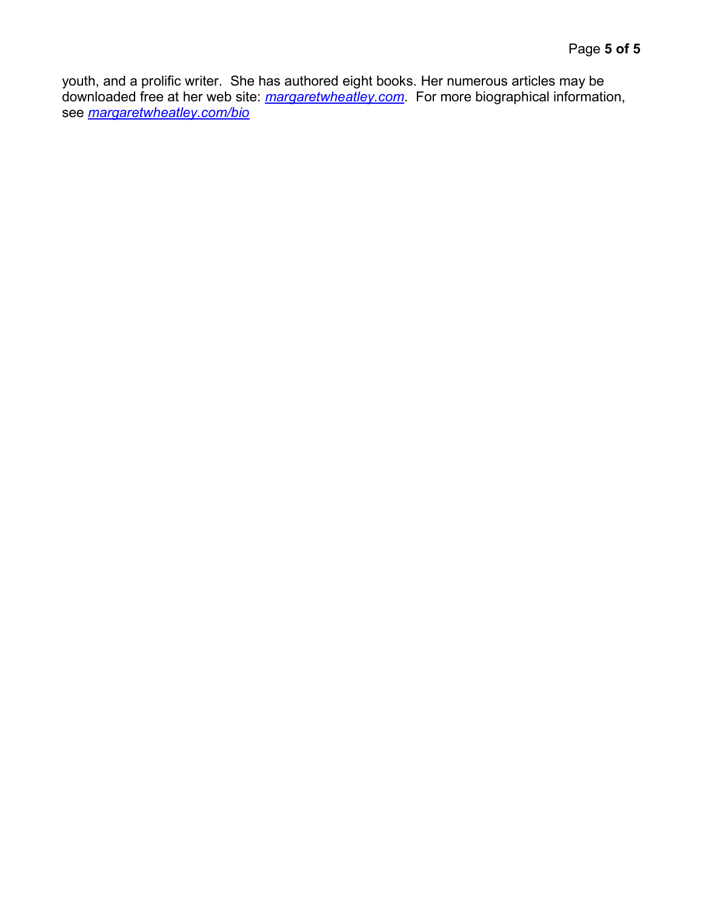youth, and a prolific writer. She has authored eight books. Her numerous articles may be downloaded free at her web site: *margaretwheatley.com*. For more biographical information, see *margaretwheatley.com/bio*